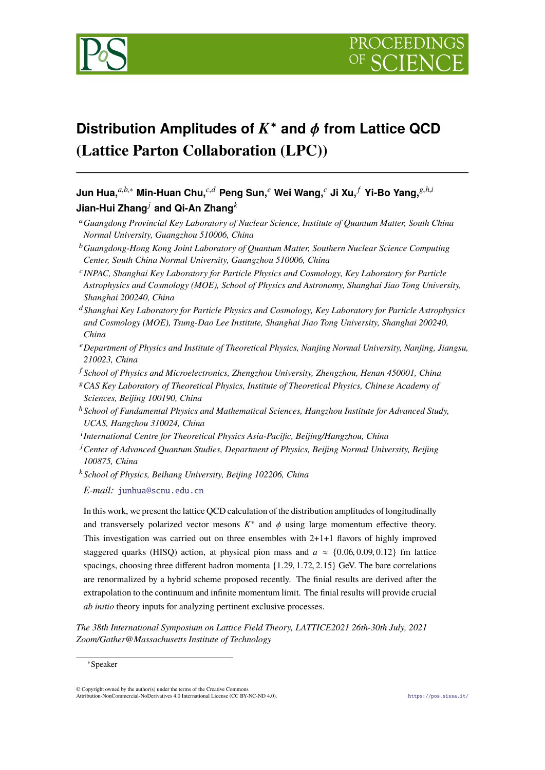# Distribution Amplitudes of $K^*$ and $\phi$ from Lattice QCD (Lattice Parton Collaboration (LPC))

**Jun Hua,**[a,b,*] **Min-Huan Chu,**[c,d] **Peng Sun,**[e] **Wei Wang,**[c] **Ji Xu,**[f] **Yi-Bo Yang,**[g,h,i] **Jian-Hui Zhang**[j] **and Qi-An Zhang**[k]

[a] *Guangdong Provincial Key Laboratory of Nuclear Science, Institute of Quantum Matter, South China Normal University, Guangzhou 510006, China*

[b] *Guangdong-Hong Kong Joint Laboratory of Quantum Matter, Southern Nuclear Science Computing Center, South China Normal University, Guangzhou 510006, China*

[c] *INPAC, Shanghai Key Laboratory for Particle Physics and Cosmology, Key Laboratory for Particle Astrophysics and Cosmology (MOE), School of Physics and Astronomy, Shanghai Jiao Tong University, Shanghai 200240, China*

[d] *Shanghai Key Laboratory for Particle Physics and Cosmology, Key Laboratory for Particle Astrophysics and Cosmology (MOE), Tsung-Dao Lee Institute, Shanghai Jiao Tong University, Shanghai 200240, China*

[e] *Department of Physics and Institute of Theoretical Physics, Nanjing Normal University, Nanjing, Jiangsu, 210023, China*

[f] *School of Physics and Microelectronics, Zhengzhou University, Zhengzhou, Henan 450001, China*

[g] *CAS Key Laboratory of Theoretical Physics, Institute of Theoretical Physics, Chinese Academy of Sciences, Beijing 100190, China*

[h] *School of Fundamental Physics and Mathematical Sciences, Hangzhou Institute for Advanced Study, UCAS, Hangzhou 310024, China*

[i] *International Centre for Theoretical Physics Asia-Pacific, Beijing/Hangzhou, China*

[j] *Center of Advanced Quantum Studies, Department of Physics, Beijing Normal University, Beijing 100875, China*

[k] *School of Physics, Beihang University, Beijing 102206, China*

*E-mail:* junhua@scnu.edu.cn

In this work, we present the lattice QCD calculation of the distribution amplitudes of longitudinally and transversely polarized vector mesons $K^*$ and $\phi$ using large momentum effective theory. This investigation was carried out on three ensembles with 2+1+1 flavors of highly improved staggered quarks (HISQ) action, at physical pion mass and $a \approx \{0.06, 0.09, 0.12\}$ fm lattice spacings, choosing three different hadron momenta $\{1.29, 1.72, 2.15\}$ GeV. The bare correlations are renormalized by a hybrid scheme proposed recently. The finial results are derived after the extrapolation to the continuum and infinite momentum limit. The finial results will provide crucial *ab initio* theory inputs for analyzing pertinent exclusive processes.

*The 38th International Symposium on Lattice Field Theory, LATTICE2021 26th-30th July, 2021 Zoom/Gather@Massachusetts Institute of Technology*

*Speaker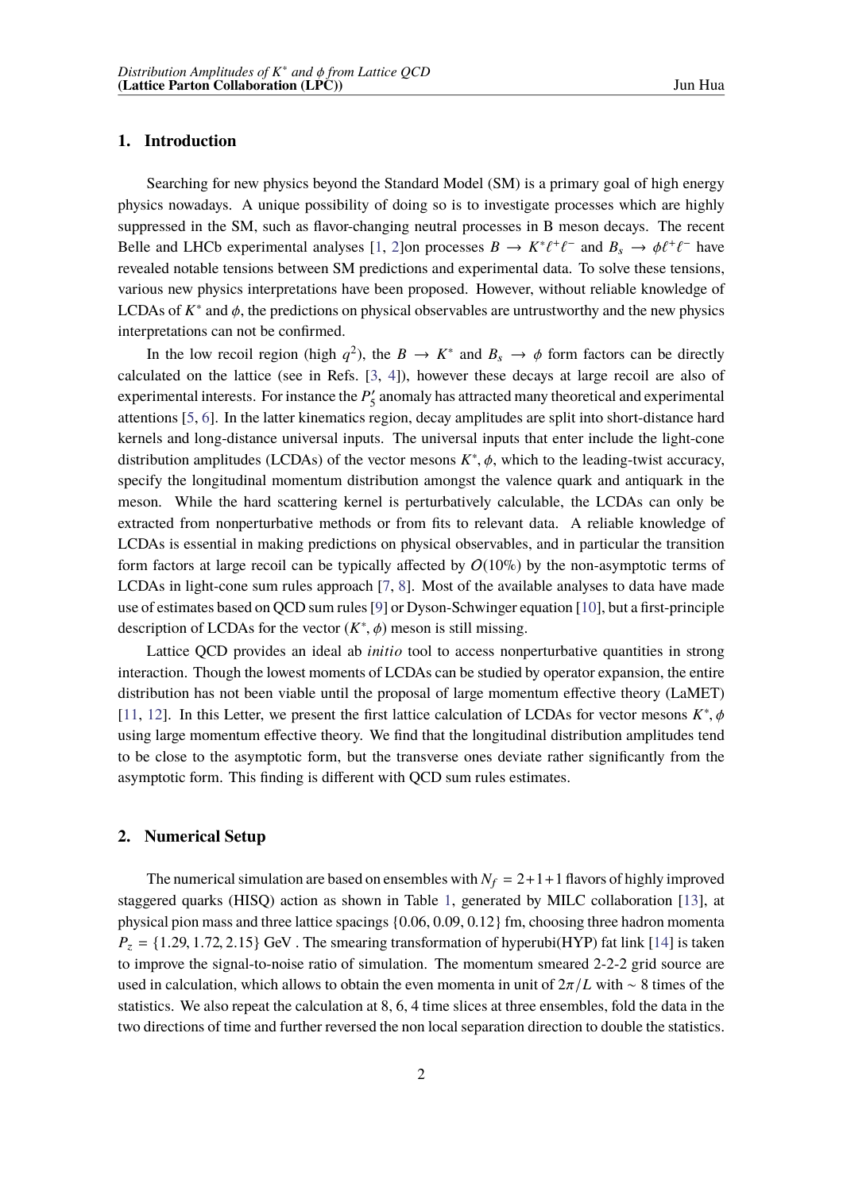## 1. Introduction

Searching for new physics beyond the Standard Model (SM) is a primary goal of high energy physics nowadays. A unique possibility of doing so is to investigate processes which are highly suppressed in the SM, such as flavor-changing neutral processes in B meson decays. The recent Belle and LHCb experimental analyses [1, 2]on processes $B \to K^* \ell^+ \ell^-$ and $B_s \to \phi \ell^+ \ell^-$ have revealed notable tensions between SM predictions and experimental data. To solve these tensions, various new physics interpretations have been proposed. However, without reliable knowledge of LCDAs of $K^*$ and $\phi$, the predictions on physical observables are untrustworthy and the new physics interpretations can not be confirmed.

In the low recoil region (high $q^2$), the $B \to K^*$ and $B_s \to \phi$ form factors can be directly calculated on the lattice (see in Refs. [3, 4]), however these decays at large recoil are also of experimental interests. For instance the $P_5'$ anomaly has attracted many theoretical and experimental attentions [5, 6]. In the latter kinematics region, decay amplitudes are split into short-distance hard kernels and long-distance universal inputs. The universal inputs that enter include the light-cone distribution amplitudes (LCDAs) of the vector mesons $K^*, \phi$, which to the leading-twist accuracy, specify the longitudinal momentum distribution amongst the valence quark and antiquark in the meson. While the hard scattering kernel is perturbatively calculable, the LCDAs can only be extracted from nonperturbative methods or from fits to relevant data. A reliable knowledge of LCDAs is essential in making predictions on physical observables, and in particular the transition form factors at large recoil can be typically affected by $O(10\%)$ by the non-asymptotic terms of LCDAs in light-cone sum rules approach [7, 8]. Most of the available analyses to data have made use of estimates based on QCD sum rules [9] or Dyson-Schwinger equation [10], but a first-principle description of LCDAs for the vector ($K^*, \phi$) meson is still missing.

Lattice QCD provides an ideal ab *initio* tool to access nonperturbative quantities in strong interaction. Though the lowest moments of LCDAs can be studied by operator expansion, the entire distribution has not been viable until the proposal of large momentum effective theory (LaMET) [11, 12]. In this Letter, we present the first lattice calculation of LCDAs for vector mesons $K^*, \phi$ using large momentum effective theory. We find that the longitudinal distribution amplitudes tend to be close to the asymptotic form, but the transverse ones deviate rather significantly from the asymptotic form. This finding is different with QCD sum rules estimates.

## 2. Numerical Setup

The numerical simulation are based on ensembles with $N_f = 2+1+1$ flavors of highly improved staggered quarks (HISQ) action as shown in Table 1, generated by MILC collaboration [13], at physical pion mass and three lattice spacings $\{0.06, 0.09, 0.12\}$ fm, choosing three hadron momenta $P_z = \{1.29, 1.72, 2.15\}$ GeV . The smearing transformation of hyperubi(HYP) fat link [14] is taken to improve the signal-to-noise ratio of simulation. The momentum smeared 2-2-2 grid source are used in calculation, which allows to obtain the even momenta in unit of $2\pi/L$ with $\sim 8$ times of the statistics. We also repeat the calculation at 8, 6, 4 time slices at three ensembles, fold the data in the two directions of time and further reversed the non local separation direction to double the statistics.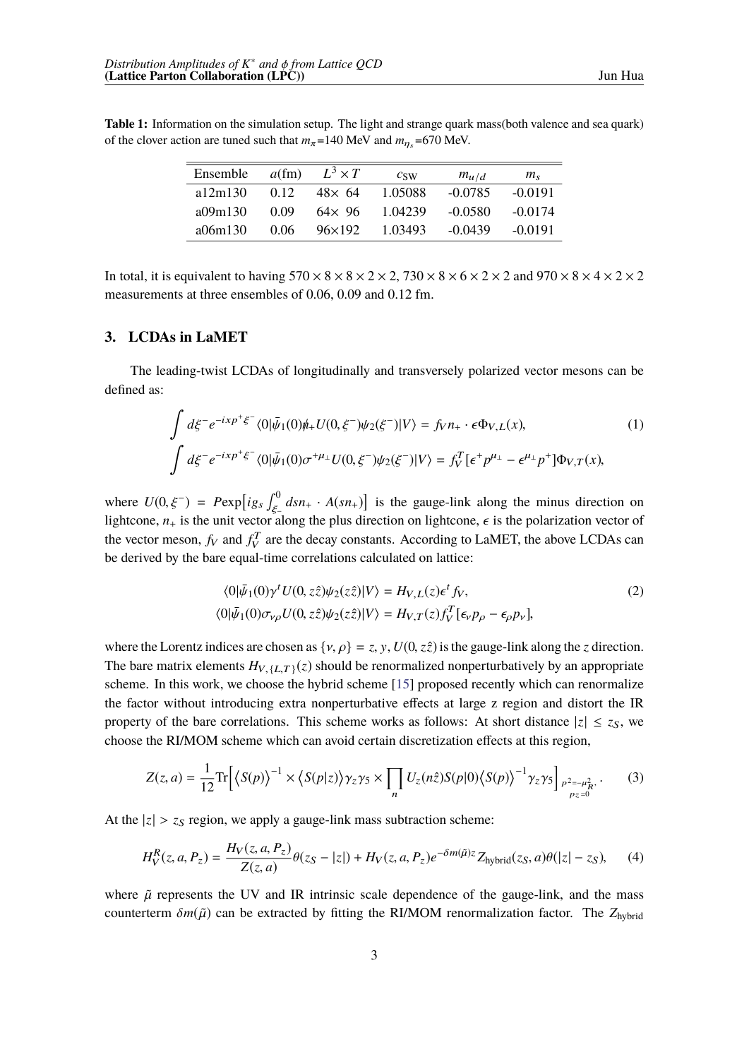**Table 1:** Information on the simulation setup. The light and strange quark mass(both valence and sea quark) of the clover action are tuned such that $m_\pi$=140 MeV and $m_{\eta_s}$=670 MeV.

| Ensemble | $a$(fm) | $L^3 \times T$ | $c_{\rm SW}$ | $m_{u/d}$ | $m_s$ |
|---|---|---|---|---|---|
| a12m130 | 0.12 | 48× 64 | 1.05088 | -0.0785 | -0.0191 |
| a09m130 | 0.09 | 64× 96 | 1.04239 | -0.0580 | -0.0174 |
| a06m130 | 0.06 | 96×192 | 1.03493 | -0.0439 | -0.0191 |

In total, it is equivalent to having $570 \times 8 \times 8 \times 2 \times 2$, $730 \times 8 \times 6 \times 2 \times 2$ and $970 \times 8 \times 4 \times 2 \times 2$ measurements at three ensembles of 0.06, 0.09 and 0.12 fm.

## 3. LCDAs in LaMET

The leading-twist LCDAs of longitudinally and transversely polarized vector mesons can be defined as:

$$
\begin{aligned}
&\int d\xi^- e^{-ixp^+\xi^-}\langle 0|\bar{\psi}_1(0)\not{n}_+ U(0,\xi^-)\psi_2(\xi^-)|V\rangle = f_V n_+\cdot\epsilon\Phi_{V,L}(x), \qquad (1)\\
&\int d\xi^- e^{-ixp^+\xi^-}\langle 0|\bar{\psi}_1(0)\sigma^{+\mu_\perp} U(0,\xi^-)\psi_2(\xi^-)|V\rangle = f_V^T[\epsilon^+ p^{\mu_\perp} - \epsilon^{\mu_\perp}p^+]\Phi_{V,T}(x),
\end{aligned}
$$

where $U(0,\xi^-) = P\exp\big[ig_s\int_{\xi_-}^0 dsn_+\cdot A(sn_+)\big]$ is the gauge-link along the minus direction on lightcone, $n_+$ is the unit vector along the plus direction on lightcone, $\epsilon$ is the polarization vector of the vector meson, $f_V$ and $f_V^T$ are the decay constants. According to LaMET, the above LCDAs can be derived by the bare equal-time correlations calculated on lattice:

$$
\begin{aligned}
&\langle 0|\bar{\psi}_1(0)\gamma^t U(0,z\hat{z})\psi_2(z\hat{z})|V\rangle = H_{V,L}(z)\epsilon^t f_V, \qquad (2)\\
&\langle 0|\bar{\psi}_1(0)\sigma_{\nu\rho} U(0,z\hat{z})\psi_2(z\hat{z})|V\rangle = H_{V,T}(z)f_V^T[\epsilon_\nu p_\rho - \epsilon_\rho p_\nu],
\end{aligned}
$$

where the Lorentz indices are chosen as $\{\nu,\rho\} = z, y$, $U(0,z\hat{z})$ is the gauge-link along the $z$ direction. The bare matrix elements $H_{V,\{L,T\}}(z)$ should be renormalized nonperturbatively by an appropriate scheme. In this work, we choose the hybrid scheme [15] proposed recently which can renormalize the factor without introducing extra nonperturbative effects at large z region and distort the IR property of the bare correlations. This scheme works as follows: At short distance $|z| \leq z_S$, we choose the RI/MOM scheme which can avoid certain discretization effects at this region,

$$
Z(z,a) = \frac{1}{12}\mathrm{Tr}\Big[\big\langle S(p)\big\rangle^{-1}\times\big\langle S(p|z)\big\rangle\gamma_z\gamma_5\times\prod_n U_z(n\hat{z})S(p|0)\big\langle S(p)\big\rangle^{-1}\gamma_z\gamma_5\Big]_{\substack{p^2=-\mu_R^2,\\ p_z=0}}. \qquad (3)
$$

At the $|z| > z_S$ region, we apply a gauge-link mass subtraction scheme:

$$
H_V^R(z,a,P_z) = \frac{H_V(z,a,P_z)}{Z(z,a)}\theta(z_S - |z|) + H_V(z,a,P_z)e^{-\delta m(\tilde{\mu})z}Z_{\rm hybrid}(z_S,a)\theta(|z|-z_S), \qquad (4)
$$

where $\tilde{\mu}$ represents the UV and IR intrinsic scale dependence of the gauge-link, and the mass counterterm $\delta m(\tilde{\mu})$ can be extracted by fitting the RI/MOM renormalization factor. The $Z_{\rm hybrid}$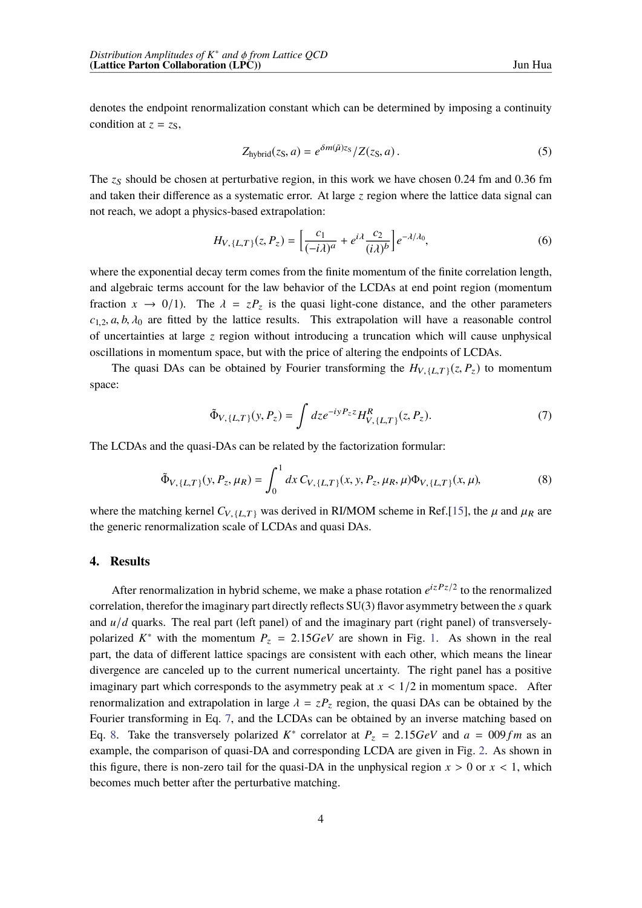denotes the endpoint renormalization constant which can be determined by imposing a continuity condition at $z = z_S$,

$$Z_{\text{hybrid}}(z_S, a) = e^{\delta m(\tilde{\mu}) z_S} / Z(z_S, a) \,. \tag{5}$$

The $z_S$ should be chosen at perturbative region, in this work we have chosen 0.24 fm and 0.36 fm and taken their difference as a systematic error. At large $z$ region where the lattice data signal can not reach, we adopt a physics-based extrapolation:

$$H_{V,\{L,T\}}(z, P_z) = \Big[\frac{c_1}{(-i\lambda)^a} + e^{i\lambda}\frac{c_2}{(i\lambda)^b}\Big] e^{-\lambda/\lambda_0}, \tag{6}$$

where the exponential decay term comes from the finite momentum of the finite correlation length, and algebraic terms account for the law behavior of the LCDAs at end point region (momentum fraction $x \to 0/1$). The $\lambda = zP_z$ is the quasi light-cone distance, and the other parameters $c_{1,2}, a, b, \lambda_0$ are fitted by the lattice results. This extrapolation will have a reasonable control of uncertainties at large $z$ region without introducing a truncation which will cause unphysical oscillations in momentum space, but with the price of altering the endpoints of LCDAs.

The quasi DAs can be obtained by Fourier transforming the $H_{V,\{L,T\}}(z, P_z)$ to momentum space:

$$\tilde{\Phi}_{V,\{L,T\}}(y, P_z) = \int dz e^{-iyP_z z} H^R_{V,\{L,T\}}(z, P_z). \tag{7}$$

The LCDAs and the quasi-DAs can be related by the factorization formular:

$$\tilde{\Phi}_{V,\{L,T\}}(y, P_z, \mu_R) = \int_0^1 dx\, C_{V,\{L,T\}}(x, y, P_z, \mu_R, \mu)\Phi_{V,\{L,T\}}(x, \mu), \tag{8}$$

where the matching kernel $C_{V,\{L,T\}}$ was derived in RI/MOM scheme in Ref.[15], the $\mu$ and $\mu_R$ are the generic renormalization scale of LCDAs and quasi DAs.

## 4. Results

After renormalization in hybrid scheme, we make a phase rotation $e^{izPz/2}$ to the renormalized correlation, therefor the imaginary part directly reflects SU(3) flavor asymmetry between the $s$ quark and $u/d$ quarks. The real part (left panel) of and the imaginary part (right panel) of transversely-polarized $K^*$ with the momentum $P_z = 2.15 GeV$ are shown in Fig. 1. As shown in the real part, the data of different lattice spacings are consistent with each other, which means the linear divergence are canceled up to the current numerical uncertainty. The right panel has a positive imaginary part which corresponds to the asymmetry peak at $x < 1/2$ in momentum space. After renormalization and extrapolation in large $\lambda = zP_z$ region, the quasi DAs can be obtained by the Fourier transforming in Eq. 7, and the LCDAs can be obtained by an inverse matching based on Eq. 8. Take the transversely polarized $K^*$ correlator at $P_z = 2.15 GeV$ and $a = 009 fm$ as an example, the comparison of quasi-DA and corresponding LCDA are given in Fig. 2. As shown in this figure, there is non-zero tail for the quasi-DA in the unphysical region $x > 0$ or $x < 1$, which becomes much better after the perturbative matching.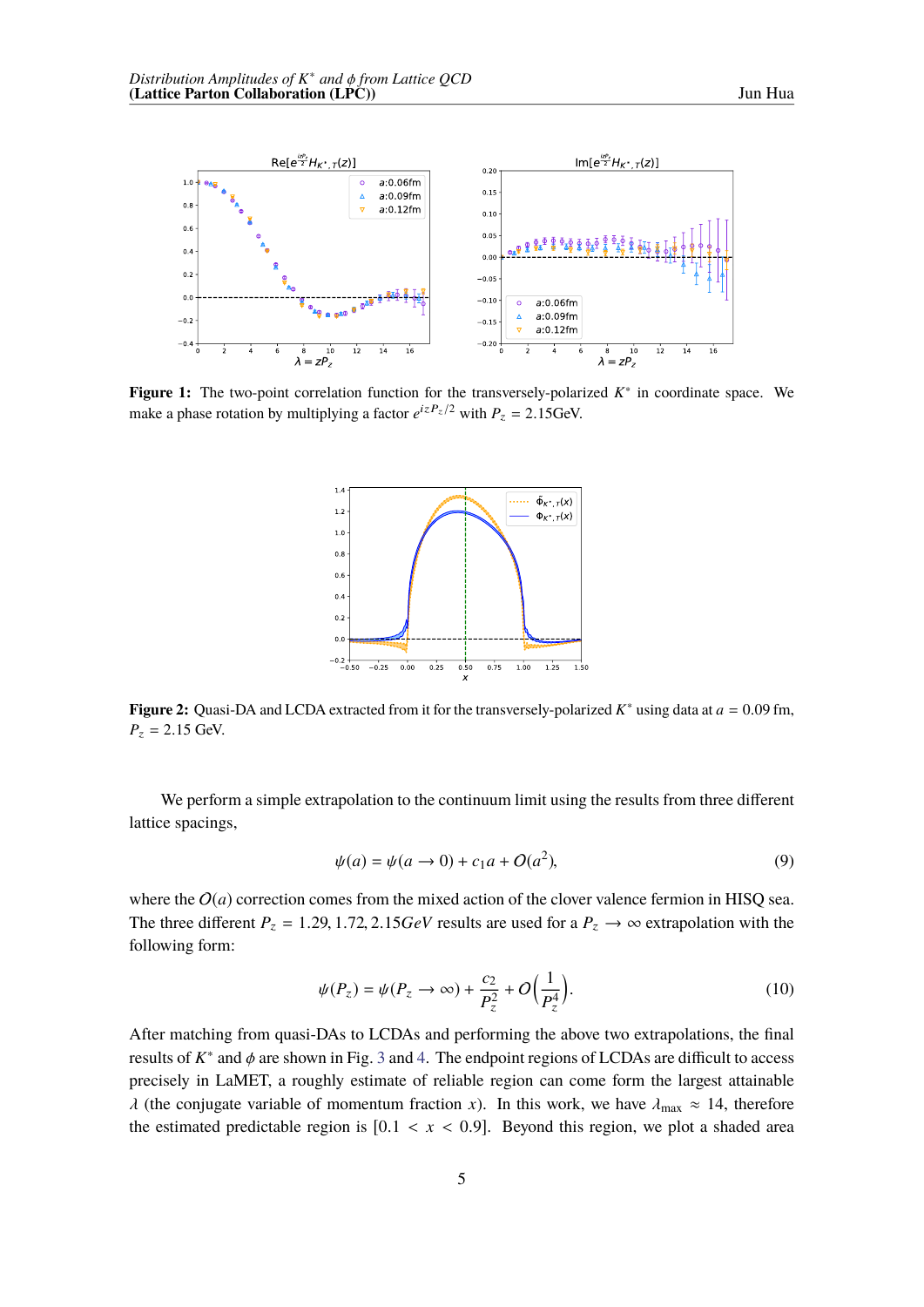**Figure 1:** The two-point correlation function for the transversely-polarized $K^*$ in coordinate space. We make a phase rotation by multiplying a factor $e^{izP_z/2}$ with $P_z = 2.15$GeV.

**Figure 2:** Quasi-DA and LCDA extracted from it for the transversely-polarized $K^*$ using data at $a = 0.09$ fm, $P_z = 2.15$ GeV.

We perform a simple extrapolation to the continuum limit using the results from three different lattice spacings,

$$\psi(a) = \psi(a \to 0) + c_1 a + O(a^2), \tag{9}$$

where the $O(a)$ correction comes from the mixed action of the clover valence fermion in HISQ sea. The three different $P_z = 1.29, 1.72, 2.15 GeV$ results are used for a $P_z \to \infty$ extrapolation with the following form:

$$\psi(P_z) = \psi(P_z \to \infty) + \frac{c_2}{P_z^2} + O\left(\frac{1}{P_z^4}\right). \tag{10}$$

After matching from quasi-DAs to LCDAs and performing the above two extrapolations, the final results of $K^*$ and $\phi$ are shown in Fig. 3 and 4. The endpoint regions of LCDAs are difficult to access precisely in LaMET, a roughly estimate of reliable region can come form the largest attainable $\lambda$ (the conjugate variable of momentum fraction $x$). In this work, we have $\lambda_{\text{max}} \approx 14$, therefore the estimated predictable region is $[0.1 < x < 0.9]$. Beyond this region, we plot a shaded area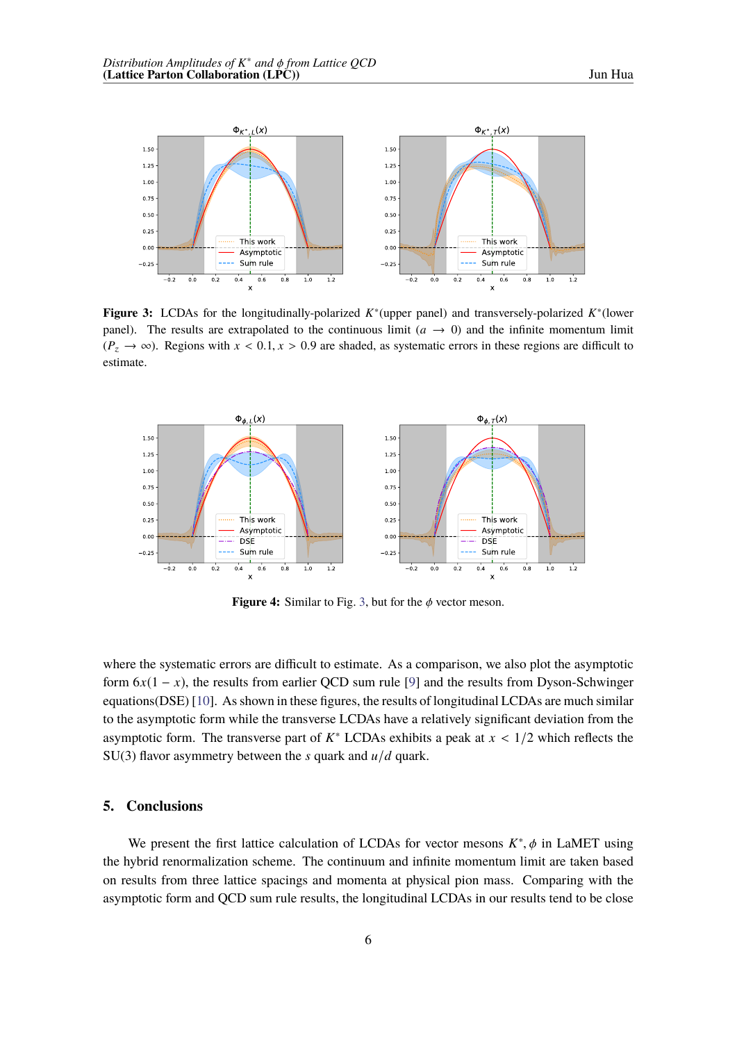**Figure 3:** LCDAs for the longitudinally-polarized $K^*$(upper panel) and transversely-polarized $K^*$(lower panel). The results are extrapolated to the continuous limit ($a \to 0$) and the infinite momentum limit ($P_z \to \infty$). Regions with $x < 0.1, x > 0.9$ are shaded, as systematic errors in these regions are difficult to estimate.

**Figure 4:** Similar to Fig. 3, but for the $\phi$ vector meson.

where the systematic errors are difficult to estimate. As a comparison, we also plot the asymptotic form $6x(1-x)$, the results from earlier QCD sum rule [9] and the results from Dyson-Schwinger equations(DSE) [10]. As shown in these figures, the results of longitudinal LCDAs are much similar to the asymptotic form while the transverse LCDAs have a relatively significant deviation from the asymptotic form. The transverse part of $K^*$ LCDAs exhibits a peak at $x < 1/2$ which reflects the SU(3) flavor asymmetry between the $s$ quark and $u/d$ quark.

## 5. Conclusions

We present the first lattice calculation of LCDAs for vector mesons $K^*, \phi$ in LaMET using the hybrid renormalization scheme. The continuum and infinite momentum limit are taken based on results from three lattice spacings and momenta at physical pion mass. Comparing with the asymptotic form and QCD sum rule results, the longitudinal LCDAs in our results tend to be close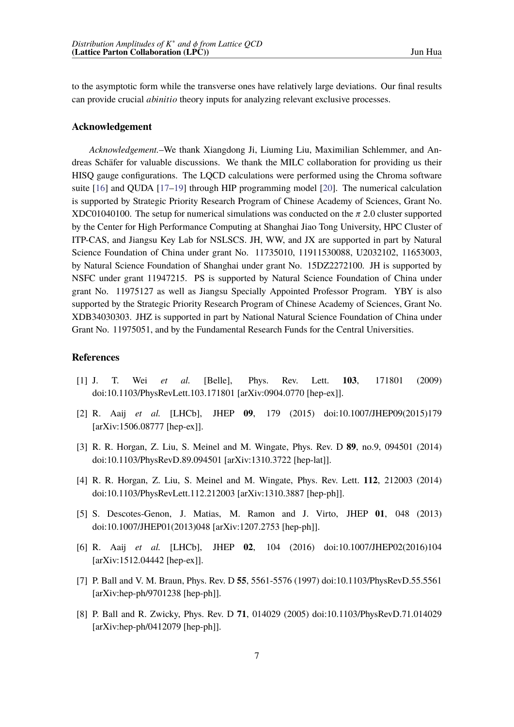to the asymptotic form while the transverse ones have relatively large deviations. Our final results can provide crucial *abinitio* theory inputs for analyzing relevant exclusive processes.

### Acknowledgement

*Acknowledgement.*–We thank Xiangdong Ji, Liuming Liu, Maximilian Schlemmer, and Andreas Schäfer for valuable discussions. We thank the MILC collaboration for providing us their HISQ gauge configurations. The LQCD calculations were performed using the Chroma software suite [16] and QUDA [17–19] through HIP programming model [20]. The numerical calculation is supported by Strategic Priority Research Program of Chinese Academy of Sciences, Grant No. XDC01040100. The setup for numerical simulations was conducted on the $\pi$ 2.0 cluster supported by the Center for High Performance Computing at Shanghai Jiao Tong University, HPC Cluster of ITP-CAS, and Jiangsu Key Lab for NSLSCS. JH, WW, and JX are supported in part by Natural Science Foundation of China under grant No. 11735010, 11911530088, U2032102, 11653003, by Natural Science Foundation of Shanghai under grant No. 15DZ2272100. JH is supported by NSFC under grant 11947215. PS is supported by Natural Science Foundation of China under grant No. 11975127 as well as Jiangsu Specially Appointed Professor Program. YBY is also supported by the Strategic Priority Research Program of Chinese Academy of Sciences, Grant No. XDB34030303. JHZ is supported in part by National Natural Science Foundation of China under Grant No. 11975051, and by the Fundamental Research Funds for the Central Universities.

### References

[1] J. T. Wei *et al.* [Belle], Phys. Rev. Lett. **103**, 171801 (2009) doi:10.1103/PhysRevLett.103.171801 [arXiv:0904.0770 [hep-ex]].

[2] R. Aaij *et al.* [LHCb], JHEP **09**, 179 (2015) doi:10.1007/JHEP09(2015)179 [arXiv:1506.08777 [hep-ex]].

[3] R. R. Horgan, Z. Liu, S. Meinel and M. Wingate, Phys. Rev. D **89**, no.9, 094501 (2014) doi:10.1103/PhysRevD.89.094501 [arXiv:1310.3722 [hep-lat]].

[4] R. R. Horgan, Z. Liu, S. Meinel and M. Wingate, Phys. Rev. Lett. **112**, 212003 (2014) doi:10.1103/PhysRevLett.112.212003 [arXiv:1310.3887 [hep-ph]].

[5] S. Descotes-Genon, J. Matias, M. Ramon and J. Virto, JHEP **01**, 048 (2013) doi:10.1007/JHEP01(2013)048 [arXiv:1207.2753 [hep-ph]].

[6] R. Aaij *et al.* [LHCb], JHEP **02**, 104 (2016) doi:10.1007/JHEP02(2016)104 [arXiv:1512.04442 [hep-ex]].

[7] P. Ball and V. M. Braun, Phys. Rev. D **55**, 5561-5576 (1997) doi:10.1103/PhysRevD.55.5561 [arXiv:hep-ph/9701238 [hep-ph]].

[8] P. Ball and R. Zwicky, Phys. Rev. D **71**, 014029 (2005) doi:10.1103/PhysRevD.71.014029 [arXiv:hep-ph/0412079 [hep-ph]].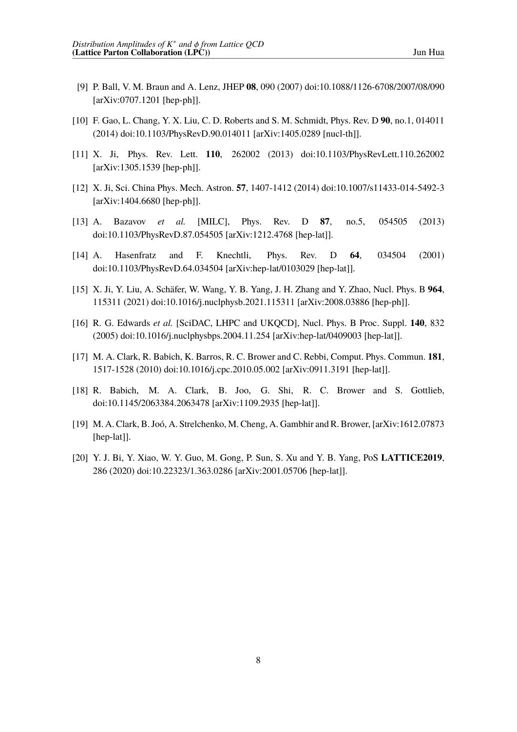[9] P. Ball, V. M. Braun and A. Lenz, JHEP **08**, 090 (2007) doi:10.1088/1126-6708/2007/08/090 [arXiv:0707.1201 [hep-ph]].

[10] F. Gao, L. Chang, Y. X. Liu, C. D. Roberts and S. M. Schmidt, Phys. Rev. D **90**, no.1, 014011 (2014) doi:10.1103/PhysRevD.90.014011 [arXiv:1405.0289 [nucl-th]].

[11] X. Ji, Phys. Rev. Lett. **110**, 262002 (2013) doi:10.1103/PhysRevLett.110.262002 [arXiv:1305.1539 [hep-ph]].

[12] X. Ji, Sci. China Phys. Mech. Astron. **57**, 1407-1412 (2014) doi:10.1007/s11433-014-5492-3 [arXiv:1404.6680 [hep-ph]].

[13] A. Bazavov *et al.* [MILC], Phys. Rev. D **87**, no.5, 054505 (2013) doi:10.1103/PhysRevD.87.054505 [arXiv:1212.4768 [hep-lat]].

[14] A. Hasenfratz and F. Knechtli, Phys. Rev. D **64**, 034504 (2001) doi:10.1103/PhysRevD.64.034504 [arXiv:hep-lat/0103029 [hep-lat]].

[15] X. Ji, Y. Liu, A. Schäfer, W. Wang, Y. B. Yang, J. H. Zhang and Y. Zhao, Nucl. Phys. B **964**, 115311 (2021) doi:10.1016/j.nuclphysb.2021.115311 [arXiv:2008.03886 [hep-ph]].

[16] R. G. Edwards *et al.* [SciDAC, LHPC and UKQCD], Nucl. Phys. B Proc. Suppl. **140**, 832 (2005) doi:10.1016/j.nuclphysbps.2004.11.254 [arXiv:hep-lat/0409003 [hep-lat]].

[17] M. A. Clark, R. Babich, K. Barros, R. C. Brower and C. Rebbi, Comput. Phys. Commun. **181**, 1517-1528 (2010) doi:10.1016/j.cpc.2010.05.002 [arXiv:0911.3191 [hep-lat]].

[18] R. Babich, M. A. Clark, B. Joo, G. Shi, R. C. Brower and S. Gottlieb, doi:10.1145/2063384.2063478 [arXiv:1109.2935 [hep-lat]].

[19] M. A. Clark, B. Joó, A. Strelchenko, M. Cheng, A. Gambhir and R. Brower, [arXiv:1612.07873 [hep-lat]].

[20] Y. J. Bi, Y. Xiao, W. Y. Guo, M. Gong, P. Sun, S. Xu and Y. B. Yang, PoS **LATTICE2019**, 286 (2020) doi:10.22323/1.363.0286 [arXiv:2001.05706 [hep-lat]].